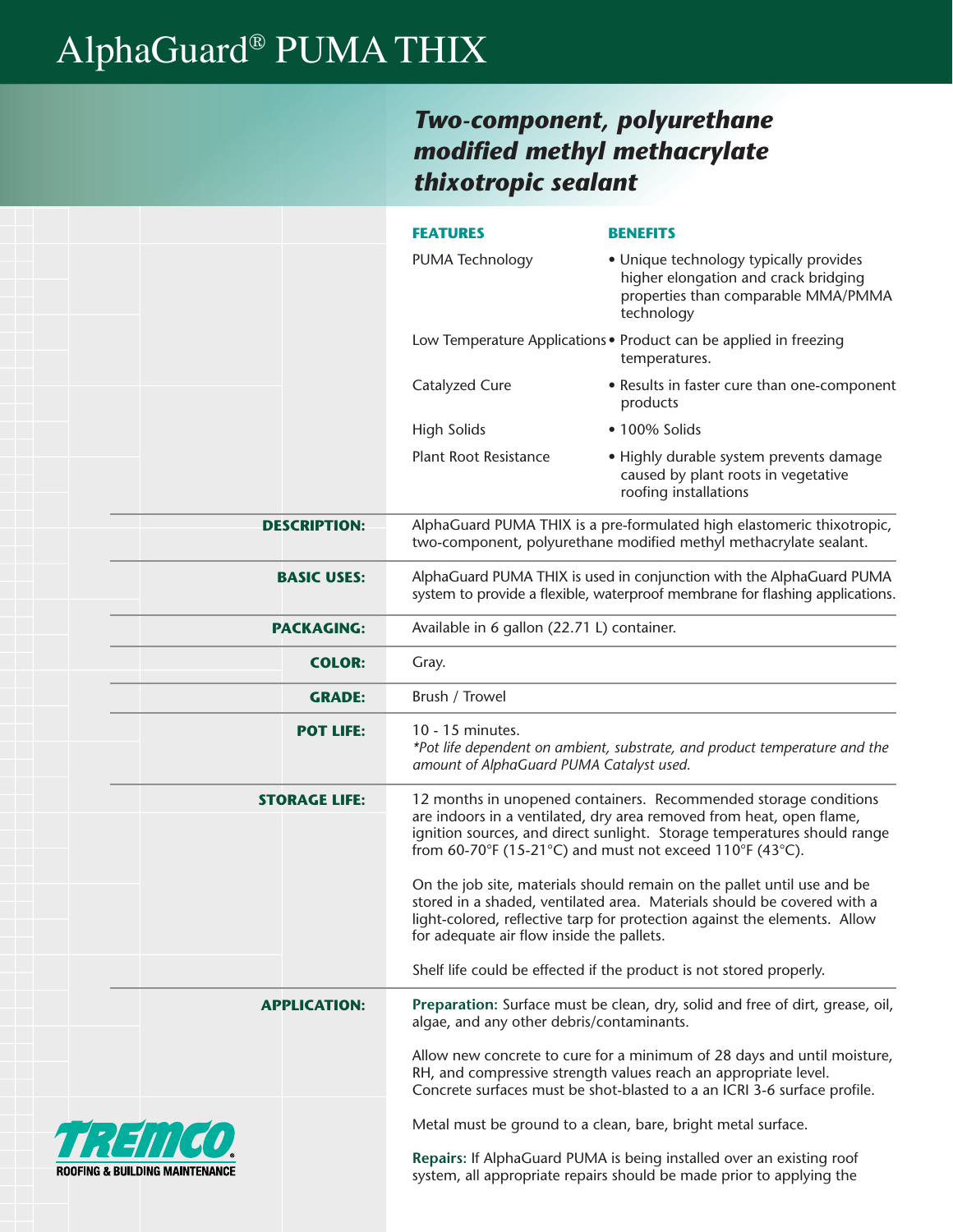# AlphaGuard® PUMA THIX

## *Two-component, polyurethane modified methyl methacrylate thixotropic sealant*

| FEATURES | BENEFITS |
|---|---|
| PUMA Technology | • Unique technology typically provides higher elongation and crack bridging properties than comparable MMA/PMMA technology |
| Low Temperature Applications | • Product can be applied in freezing temperatures. |
| Catalyzed Cure | • Results in faster cure than one-component products |
| High Solids | • 100% Solids |
| Plant Root Resistance | • Highly durable system prevents damage caused by plant roots in vegetative roofing installations |

**DESCRIPTION:** AlphaGuard PUMA THIX is a pre-formulated high elastomeric thixotropic, two-component, polyurethane modified methyl methacrylate sealant.

**BASIC USES:** AlphaGuard PUMA THIX is used in conjunction with the AlphaGuard PUMA system to provide a flexible, waterproof membrane for flashing applications.

**PACKAGING:** Available in 6 gallon (22.71 L) container.

**COLOR:** Gray.

**GRADE:** Brush / Trowel

**POT LIFE:** 10 - 15 minutes.
*\*Pot life dependent on ambient, substrate, and product temperature and the amount of AlphaGuard PUMA Catalyst used.*

**STORAGE LIFE:** 12 months in unopened containers. Recommended storage conditions are indoors in a ventilated, dry area removed from heat, open flame, ignition sources, and direct sunlight. Storage temperatures should range from 60-70°F (15-21°C) and must not exceed 110°F (43°C).

On the job site, materials should remain on the pallet until use and be stored in a shaded, ventilated area. Materials should be covered with a light-colored, reflective tarp for protection against the elements. Allow for adequate air flow inside the pallets.

Shelf life could be effected if the product is not stored properly.

**APPLICATION:** **Preparation:** Surface must be clean, dry, solid and free of dirt, grease, oil, algae, and any other debris/contaminants.

Allow new concrete to cure for a minimum of 28 days and until moisture, RH, and compressive strength values reach an appropriate level. Concrete surfaces must be shot-blasted to a an ICRI 3-6 surface profile.

Metal must be ground to a clean, bare, bright metal surface.

**Repairs:** If AlphaGuard PUMA is being installed over an existing roof system, all appropriate repairs should be made prior to applying the

TREMCO®
ROOFING & BUILDING MAINTENANCE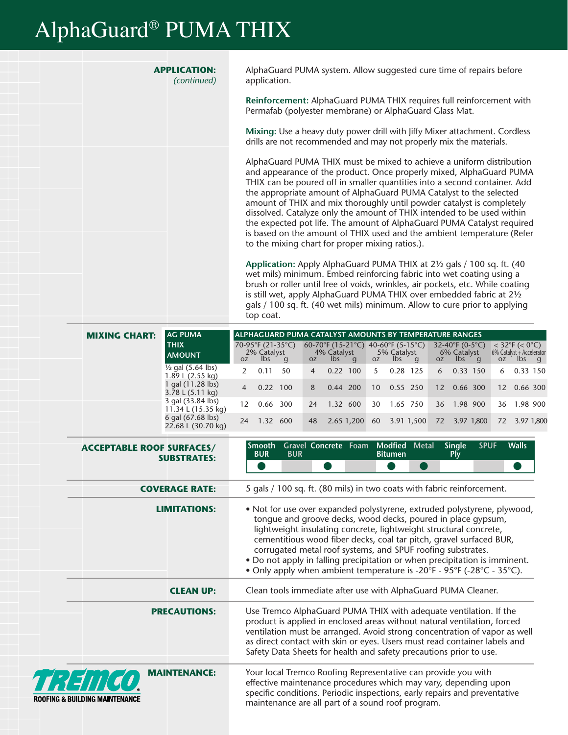# AlphaGuard® PUMA THIX

**APPLICATION:** *(continued)*

AlphaGuard PUMA system. Allow suggested cure time of repairs before application.

**Reinforcement:** AlphaGuard PUMA THIX requires full reinforcement with Permafab (polyester membrane) or AlphaGuard Glass Mat.

**Mixing:** Use a heavy duty power drill with Jiffy Mixer attachment. Cordless drills are not recommended and may not properly mix the materials.

AlphaGuard PUMA THIX must be mixed to achieve a uniform distribution and appearance of the product. Once properly mixed, AlphaGuard PUMA THIX can be poured off in smaller quantities into a second container. Add the appropriate amount of AlphaGuard PUMA Catalyst to the selected amount of THIX and mix thoroughly until powder catalyst is completely dissolved. Catalyze only the amount of THIX intended to be used within the expected pot life. The amount of AlphaGuard PUMA Catalyst required is based on the amount of THIX used and the ambient temperature (Refer to the mixing chart for proper mixing ratios.).

**Application:** Apply AlphaGuard PUMA THIX at 2½ gals / 100 sq. ft. (40 wet mils) minimum. Embed reinforcing fabric into wet coating using a brush or roller until free of voids, wrinkles, air pockets, etc. While coating is still wet, apply AlphaGuard PUMA THIX over embedded fabric at 2½ gals / 100 sq. ft. (40 wet mils) minimum. Allow to cure prior to applying top coat.

**MIXING CHART:**

| AG PUMA THIX AMOUNT | ALPHAGUARD PUMA CATALYST AMOUNTS BY TEMPERATURE RANGES | | | | | | | | | | | | | | |
|---|---|---|---|---|---|---|---|---|---|---|---|---|---|---|---|
| | 70-95°F (21-35°C) 2% Catalyst | | | 60-70°F (15-21°C) 4% Catalyst | | | 40-60°F (5-15°C) 5% Catalyst | | | 32-40°F (0-5°C) 6% Catalyst | | | < 32°F (< 0°C) 6% Catalyst + Accelerator | | |
| | oz | lbs | g | oz | lbs | g | oz | lbs | g | oz | lbs | g | oz | lbs | g |
| ½ gal (5.64 lbs) 1.89 L (2.55 kg) | 2 | 0.11 | 50 | 4 | 0.22 | 100 | 5 | 0.28 | 125 | 6 | 0.33 | 150 | 6 | 0.33 | 150 |
| 1 gal (11.28 lbs) 3.78 L (5.11 kg) | 4 | 0.22 | 100 | 8 | 0.44 | 200 | 10 | 0.55 | 250 | 12 | 0.66 | 300 | 12 | 0.66 | 300 |
| 3 gal (33.84 lbs) 11.34 L (15.35 kg) | 12 | 0.66 | 300 | 24 | 1.32 | 600 | 30 | 1.65 | 750 | 36 | 1.98 | 900 | 36 | 1.98 | 900 |
| 6 gal (67.68 lbs) 22.68 L (30.70 kg) | 24 | 1.32 | 600 | 48 | 2.65 | 1,200 | 60 | 3.91 | 1,500 | 72 | 3.97 | 1,800 | 72 | 3.97 | 1,800 |

**ACCEPTABLE ROOF SURFACES/ SUBSTRATES:**

| Smooth BUR | Gravel BUR | Concrete | Foam | Modfied Bitumen | Metal | Single Ply | SPUF | Walls |
|---|---|---|---|---|---|---|---|---|
| ● | | ● | | ● | ● | | | ● |

**COVERAGE RATE:** 5 gals / 100 sq. ft. (80 mils) in two coats with fabric reinforcement.

**LIMITATIONS:**

- Not for use over expanded polystyrene, extruded polystyrene, plywood, tongue and groove decks, wood decks, poured in place gypsum, lightweight insulating concrete, lightweight structural concrete, cementitious wood fiber decks, coal tar pitch, gravel surfaced BUR, corrugated metal roof systems, and SPUF roofing substrates.
- Do not apply in falling precipitation or when precipitation is imminent.
- Only apply when ambient temperature is -20°F - 95°F (-28°C - 35°C).

**CLEAN UP:** Clean tools immediate after use with AlphaGuard PUMA Cleaner.

**PRECAUTIONS:** Use Tremco AlphaGuard PUMA THIX with adequate ventilation. If the product is applied in enclosed areas without natural ventilation, forced ventilation must be arranged. Avoid strong concentration of vapor as well as direct contact with skin or eyes. Users must read container labels and Safety Data Sheets for health and safety precautions prior to use.

**MAINTENANCE:** Your local Tremco Roofing Representative can provide you with effective maintenance procedures which may vary, depending upon specific conditions. Periodic inspections, early repairs and preventative maintenance are all part of a sound roof program.

TREMCO® ROOFING & BUILDING MAINTENANCE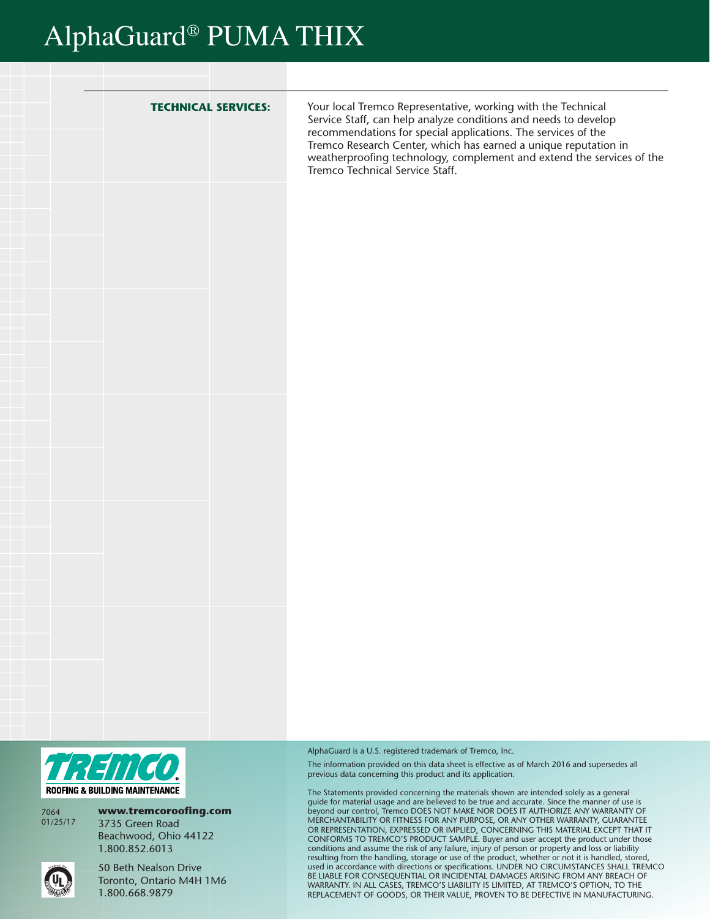# AlphaGuard® PUMA THIX

**TECHNICAL SERVICES:** Your local Tremco Representative, working with the Technical Service Staff, can help analyze conditions and needs to develop recommendations for special applications. The services of the Tremco Research Center, which has earned a unique reputation in weatherproofing technology, complement and extend the services of the Tremco Technical Service Staff.

TREMCO ROOFING & BUILDING MAINTENANCE

7064
01/25/17

**www.tremcoroofing.com**
3735 Green Road
Beachwood, Ohio 44122
1.800.852.6013

50 Beth Nealson Drive
Toronto, Ontario M4H 1M6
1.800.668.9879

AlphaGuard is a U.S. registered trademark of Tremco, Inc.

The information provided on this data sheet is effective as of March 2016 and supersedes all previous data concerning this product and its application.

The Statements provided concerning the materials shown are intended solely as a general guide for material usage and are believed to be true and accurate. Since the manner of use is beyond our control, Tremco DOES NOT MAKE NOR DOES IT AUTHORIZE ANY WARRANTY OF MERCHANTABILITY OR FITNESS FOR ANY PURPOSE, OR ANY OTHER WARRANTY, GUARANTEE OR REPRESENTATION, EXPRESSED OR IMPLIED, CONCERNING THIS MATERIAL EXCEPT THAT IT CONFORMS TO TREMCO'S PRODUCT SAMPLE. Buyer and user accept the product under those conditions and assume the risk of any failure, injury of person or property and loss or liability resulting from the handling, storage or use of the product, whether or not it is handled, stored, used in accordance with directions or specifications. UNDER NO CIRCUMSTANCES SHALL TREMCO BE LIABLE FOR CONSEQUENTIAL OR INCIDENTAL DAMAGES ARISING FROM ANY BREACH OF WARRANTY. IN ALL CASES, TREMCO'S LIABILITY IS LIMITED, AT TREMCO'S OPTION, TO THE REPLACEMENT OF GOODS, OR THEIR VALUE, PROVEN TO BE DEFECTIVE IN MANUFACTURING.